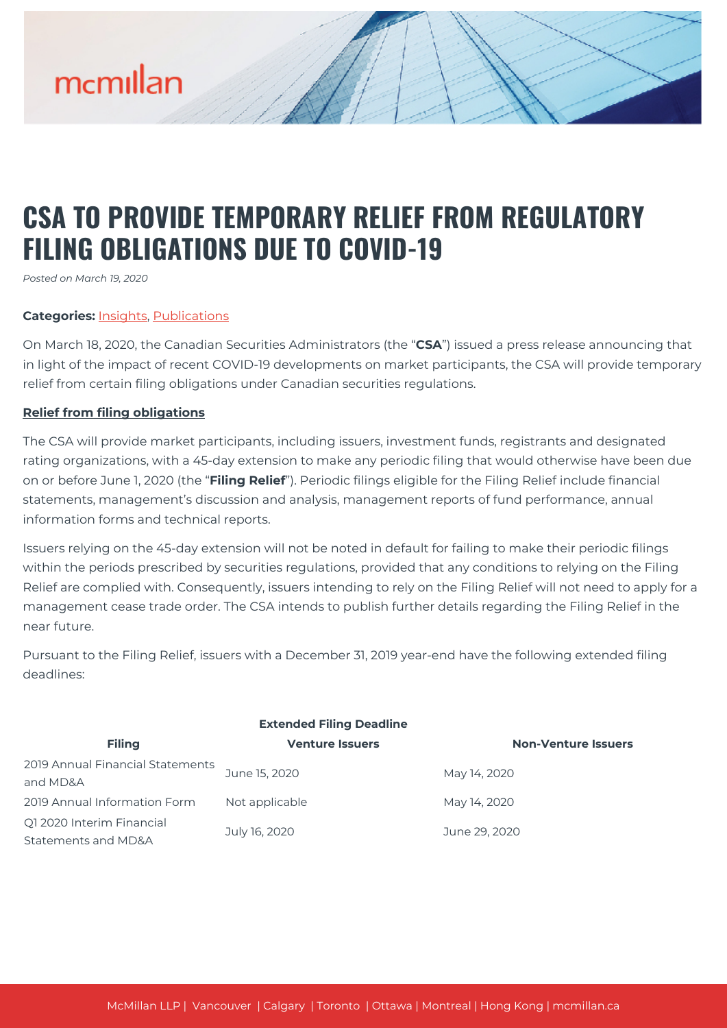# CSA TO PROVIDE TEMPORARY RELIEF FROM REGULATORY FILING OBLIGATIONS DUE TO COVID-19

*Posted on March 19, 2020*

**Categories:** Insights, Publications

On March 18, 2020, the Canadian Securities Administrators (the "**CSA**") issued a press release announcing that in light of the impact of recent COVID-19 developments on market participants, the CSA will provide temporary relief from certain filing obligations under Canadian securities regulations.

**Relief from filing obligations**

The CSA will provide market participants, including issuers, investment funds, registrants and designated rating organizations, with a 45-day extension to make any periodic filing that would otherwise have been due on or before June 1, 2020 (the "**Filing Relief**"). Periodic filings eligible for the Filing Relief include financial statements, management's discussion and analysis, management reports of fund performance, annual information forms and technical reports.

Issuers relying on the 45-day extension will not be noted in default for failing to make their periodic filings within the periods prescribed by securities regulations, provided that any conditions to relying on the Filing Relief are complied with. Consequently, issuers intending to rely on the Filing Relief will not need to apply for a management cease trade order. The CSA intends to publish further details regarding the Filing Relief in the near future.

Pursuant to the Filing Relief, issuers with a December 31, 2019 year-end have the following extended filing deadlines:

| | Extended Filing Deadline | |
|---|---|---|
| **Filing** | **Venture Issuers** | **Non-Venture Issuers** |
| 2019 Annual Financial Statements and MD&A | June 15, 2020 | May 14, 2020 |
| 2019 Annual Information Form | Not applicable | May 14, 2020 |
| Q1 2020 Interim Financial Statements and MD&A | July 16, 2020 | June 29, 2020 |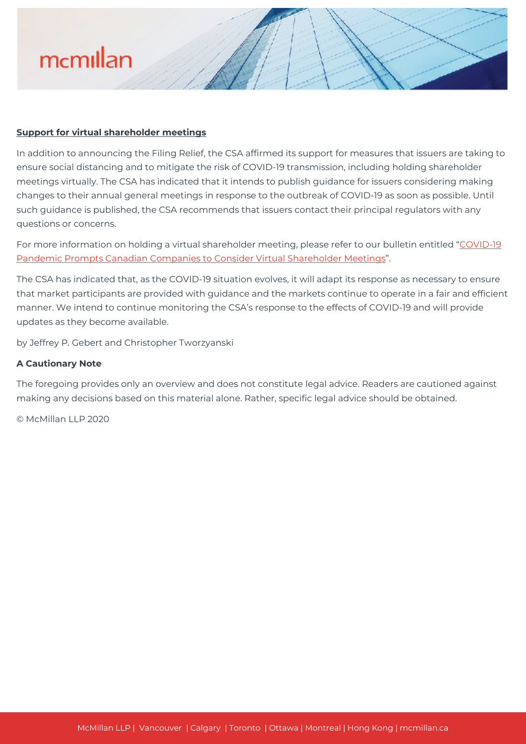**Support for virtual shareholder meetings**

In addition to announcing the Filing Relief, the CSA affirmed its support for measures that issuers are taking to ensure social distancing and to mitigate the risk of COVID-19 transmission, including holding shareholder meetings virtually. The CSA has indicated that it intends to publish guidance for issuers considering making changes to their annual general meetings in response to the outbreak of COVID-19 as soon as possible. Until such guidance is published, the CSA recommends that issuers contact their principal regulators with any questions or concerns.

For more information on holding a virtual shareholder meeting, please refer to our bulletin entitled "COVID-19 Pandemic Prompts Canadian Companies to Consider Virtual Shareholder Meetings".

The CSA has indicated that, as the COVID-19 situation evolves, it will adapt its response as necessary to ensure that market participants are provided with guidance and the markets continue to operate in a fair and efficient manner. We intend to continue monitoring the CSA's response to the effects of COVID-19 and will provide updates as they become available.

by Jeffrey P. Gebert and Christopher Tworzyanski

**A Cautionary Note**

The foregoing provides only an overview and does not constitute legal advice. Readers are cautioned against making any decisions based on this material alone. Rather, specific legal advice should be obtained.

© McMillan LLP 2020